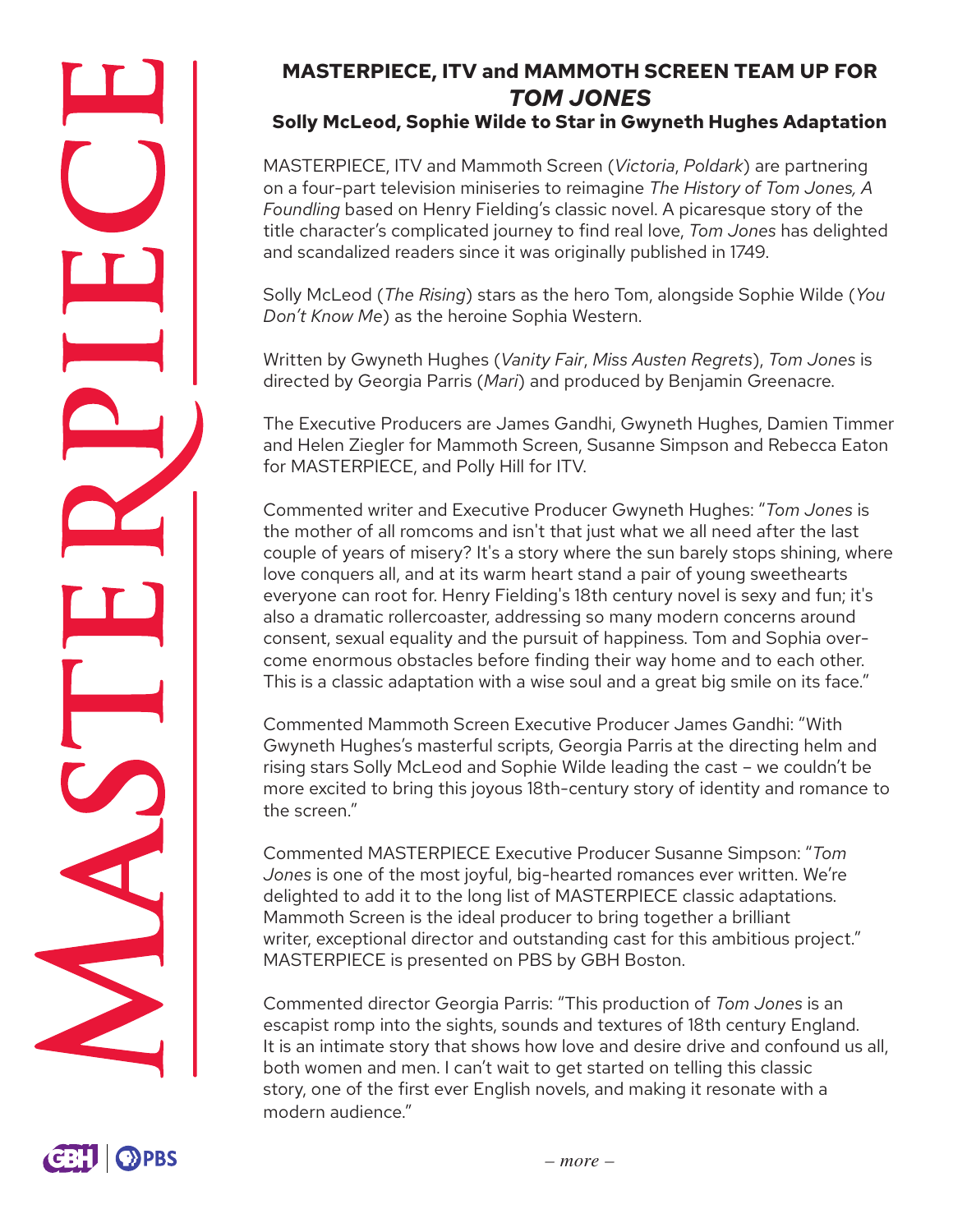# MASTERPIECE, ITV and MAMMOTH SCREEN TEAM UP FOR *TOM JONES*

## Solly McLeod, Sophie Wilde to Star in Gwyneth Hughes Adaptation

MASTERPIECE, ITV and Mammoth Screen (*Victoria*, *Poldark*) are partnering on a four-part television miniseries to reimagine *The History of Tom Jones, A Foundling* based on Henry Fielding's classic novel. A picaresque story of the title character's complicated journey to find real love, *Tom Jones* has delighted and scandalized readers since it was originally published in 1749.

Solly McLeod (*The Rising*) stars as the hero Tom, alongside Sophie Wilde (*You Don't Know Me*) as the heroine Sophia Western.

Written by Gwyneth Hughes (*Vanity Fair*, *Miss Austen Regrets*), *Tom Jones* is directed by Georgia Parris (*Mari*) and produced by Benjamin Greenacre.

The Executive Producers are James Gandhi, Gwyneth Hughes, Damien Timmer and Helen Ziegler for Mammoth Screen, Susanne Simpson and Rebecca Eaton for MASTERPIECE, and Polly Hill for ITV.

Commented writer and Executive Producer Gwyneth Hughes: "*Tom Jones* is the mother of all romcoms and isn't that just what we all need after the last couple of years of misery? It's a story where the sun barely stops shining, where love conquers all, and at its warm heart stand a pair of young sweethearts everyone can root for. Henry Fielding's 18th century novel is sexy and fun; it's also a dramatic rollercoaster, addressing so many modern concerns around consent, sexual equality and the pursuit of happiness. Tom and Sophia overcome enormous obstacles before finding their way home and to each other. This is a classic adaptation with a wise soul and a great big smile on its face."

Commented Mammoth Screen Executive Producer James Gandhi: "With Gwyneth Hughes's masterful scripts, Georgia Parris at the directing helm and rising stars Solly McLeod and Sophie Wilde leading the cast – we couldn't be more excited to bring this joyous 18th-century story of identity and romance to the screen."

Commented MASTERPIECE Executive Producer Susanne Simpson: "*Tom Jones* is one of the most joyful, big-hearted romances ever written. We're delighted to add it to the long list of MASTERPIECE classic adaptations. Mammoth Screen is the ideal producer to bring together a brilliant writer, exceptional director and outstanding cast for this ambitious project." MASTERPIECE is presented on PBS by GBH Boston.

Commented director Georgia Parris: "This production of *Tom Jones* is an escapist romp into the sights, sounds and textures of 18th century England. It is an intimate story that shows how love and desire drive and confound us all, both women and men. I can't wait to get started on telling this classic story, one of the first ever English novels, and making it resonate with a modern audience."

*– more –*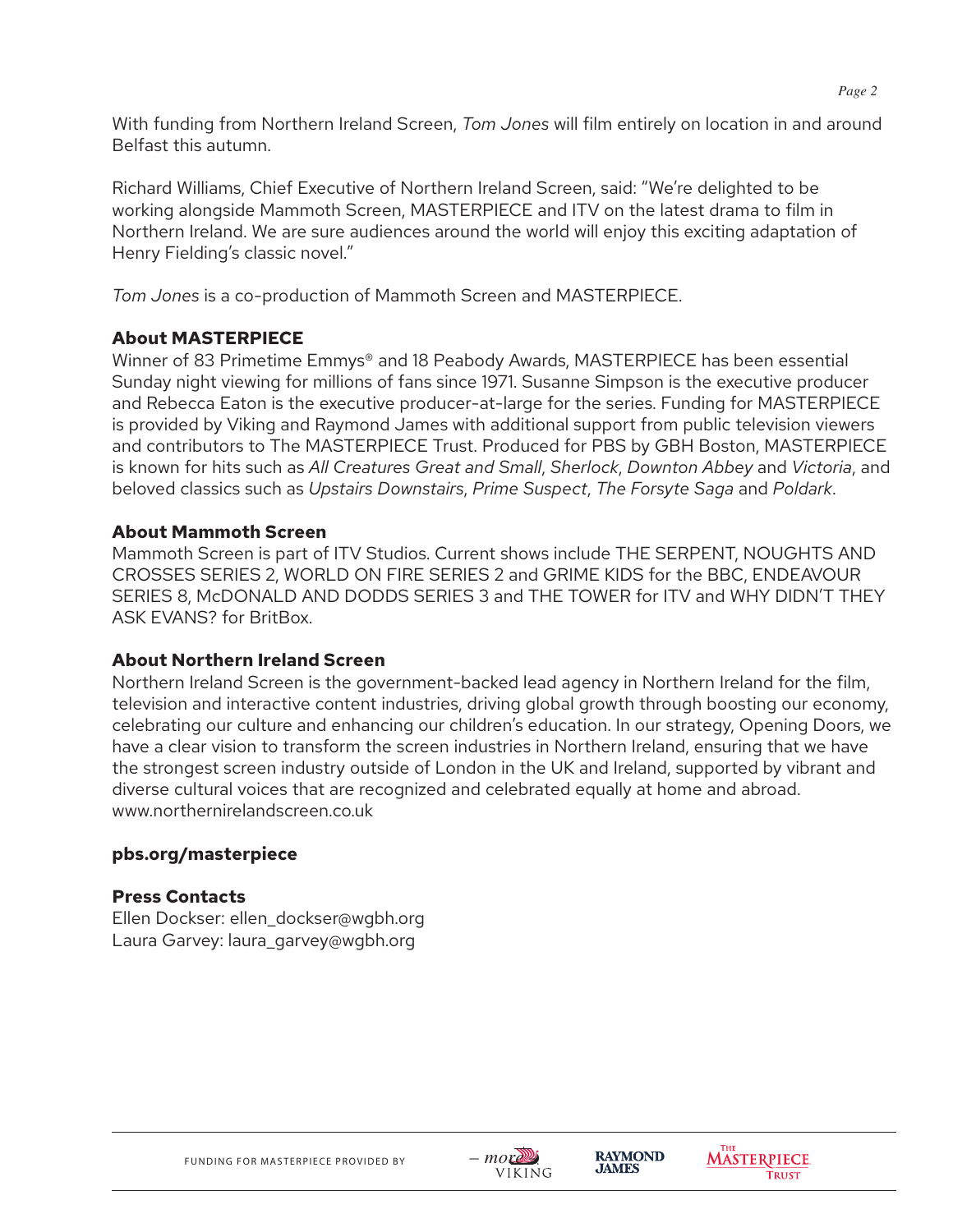With funding from Northern Ireland Screen, *Tom Jones* will film entirely on location in and around Belfast this autumn.

Richard Williams, Chief Executive of Northern Ireland Screen, said: "We're delighted to be working alongside Mammoth Screen, MASTERPIECE and ITV on the latest drama to film in Northern Ireland. We are sure audiences around the world will enjoy this exciting adaptation of Henry Fielding's classic novel."

*Tom Jones* is a co-production of Mammoth Screen and MASTERPIECE.

**About MASTERPIECE**
Winner of 83 Primetime Emmys® and 18 Peabody Awards, MASTERPIECE has been essential Sunday night viewing for millions of fans since 1971. Susanne Simpson is the executive producer and Rebecca Eaton is the executive producer-at-large for the series. Funding for MASTERPIECE is provided by Viking and Raymond James with additional support from public television viewers and contributors to The MASTERPIECE Trust. Produced for PBS by GBH Boston, MASTERPIECE is known for hits such as *All Creatures Great and Small*, *Sherlock*, *Downton Abbey* and *Victoria*, and beloved classics such as *Upstairs Downstairs*, *Prime Suspect*, *The Forsyte Saga* and *Poldark*.

**About Mammoth Screen**
Mammoth Screen is part of ITV Studios. Current shows include THE SERPENT, NOUGHTS AND CROSSES SERIES 2, WORLD ON FIRE SERIES 2 and GRIME KIDS for the BBC, ENDEAVOUR SERIES 8, McDONALD AND DODDS SERIES 3 and THE TOWER for ITV and WHY DIDN'T THEY ASK EVANS? for BritBox.

**About Northern Ireland Screen**
Northern Ireland Screen is the government-backed lead agency in Northern Ireland for the film, television and interactive content industries, driving global growth through boosting our economy, celebrating our culture and enhancing our children's education. In our strategy, Opening Doors, we have a clear vision to transform the screen industries in Northern Ireland, ensuring that we have the strongest screen industry outside of London in the UK and Ireland, supported by vibrant and diverse cultural voices that are recognized and celebrated equally at home and abroad.
www.northernirelandscreen.co.uk

**pbs.org/masterpiece**

**Press Contacts**
Ellen Dockser: ellen_dockser@wgbh.org
Laura Garvey: laura_garvey@wgbh.org

FUNDING FOR MASTERPIECE PROVIDED BY — VIKING — RAYMOND JAMES — THE MASTERPIECE TRUST